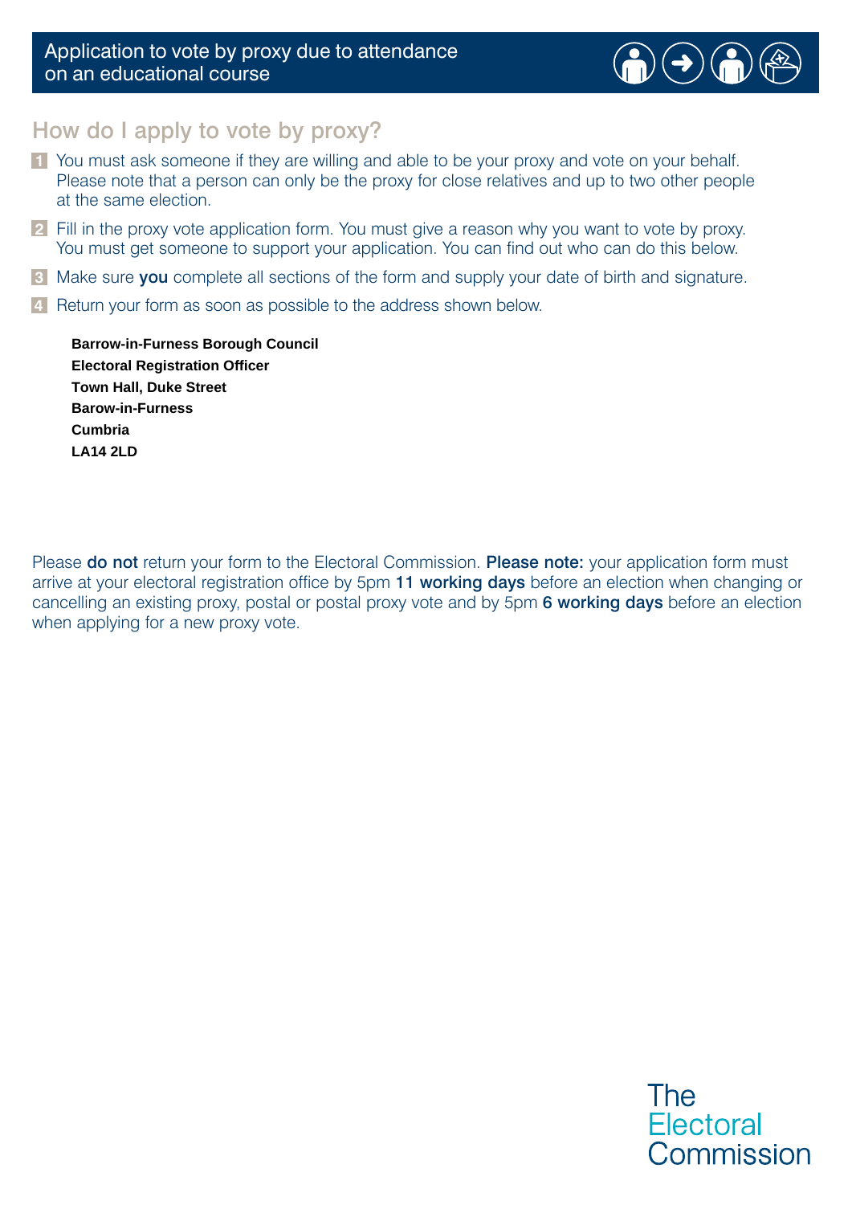# Application to vote by proxy due to attendance on an educational course

## How do I apply to vote by proxy?

1. You must ask someone if they are willing and able to be your proxy and vote on your behalf. Please note that a person can only be the proxy for close relatives and up to two other people at the same election.
2. Fill in the proxy vote application form. You must give a reason why you want to vote by proxy. You must get someone to support your application. You can find out who can do this below.
3. Make sure **you** complete all sections of the form and supply your date of birth and signature.
4. Return your form as soon as possible to the address shown below.

**Barrow-in-Furness Borough Council**
**Electoral Registration Officer**
**Town Hall, Duke Street**
**Barow-in-Furness**
**Cumbria**
**LA14 2LD**

Please **do not** return your form to the Electoral Commission. **Please note:** your application form must arrive at your electoral registration office by 5pm **11 working days** before an election when changing or cancelling an existing proxy, postal or postal proxy vote and by 5pm **6 working days** before an election when applying for a new proxy vote.

The Electoral Commission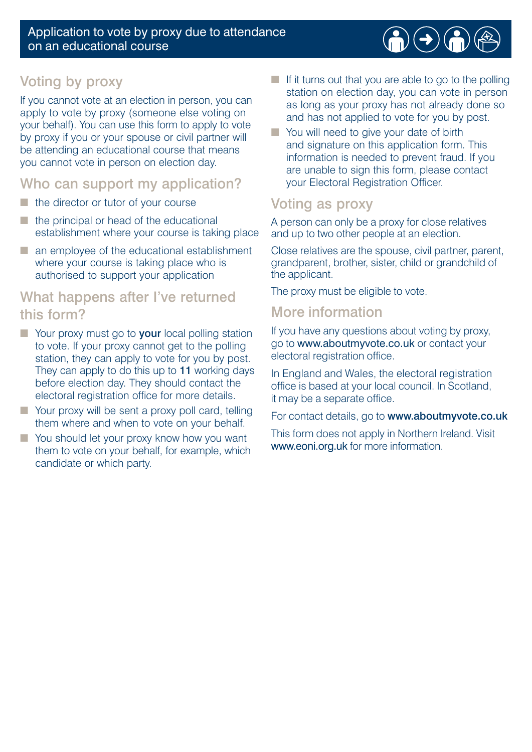# Application to vote by proxy due to attendance on an educational course

## Voting by proxy

If you cannot vote at an election in person, you can apply to vote by proxy (someone else voting on your behalf). You can use this form to apply to vote by proxy if you or your spouse or civil partner will be attending an educational course that means you cannot vote in person on election day.

## Who can support my application?

- the director or tutor of your course
- the principal or head of the educational establishment where your course is taking place
- an employee of the educational establishment where your course is taking place who is authorised to support your application

## What happens after I've returned this form?

- Your proxy must go to **your** local polling station to vote. If your proxy cannot get to the polling station, they can apply to vote for you by post. They can apply to do this up to **11** working days before election day. They should contact the electoral registration office for more details.
- Your proxy will be sent a proxy poll card, telling them where and when to vote on your behalf.
- You should let your proxy know how you want them to vote on your behalf, for example, which candidate or which party.
- If it turns out that you are able to go to the polling station on election day, you can vote in person as long as your proxy has not already done so and has not applied to vote for you by post.
- You will need to give your date of birth and signature on this application form. This information is needed to prevent fraud. If you are unable to sign this form, please contact your Electoral Registration Officer.

## Voting as proxy

A person can only be a proxy for close relatives and up to two other people at an election.

Close relatives are the spouse, civil partner, parent, grandparent, brother, sister, child or grandchild of the applicant.

The proxy must be eligible to vote.

## More information

If you have any questions about voting by proxy, go to www.aboutmyvote.co.uk or contact your electoral registration office.

In England and Wales, the electoral registration office is based at your local council. In Scotland, it may be a separate office.

For contact details, go to **www.aboutmyvote.co.uk**

This form does not apply in Northern Ireland. Visit www.eoni.org.uk for more information.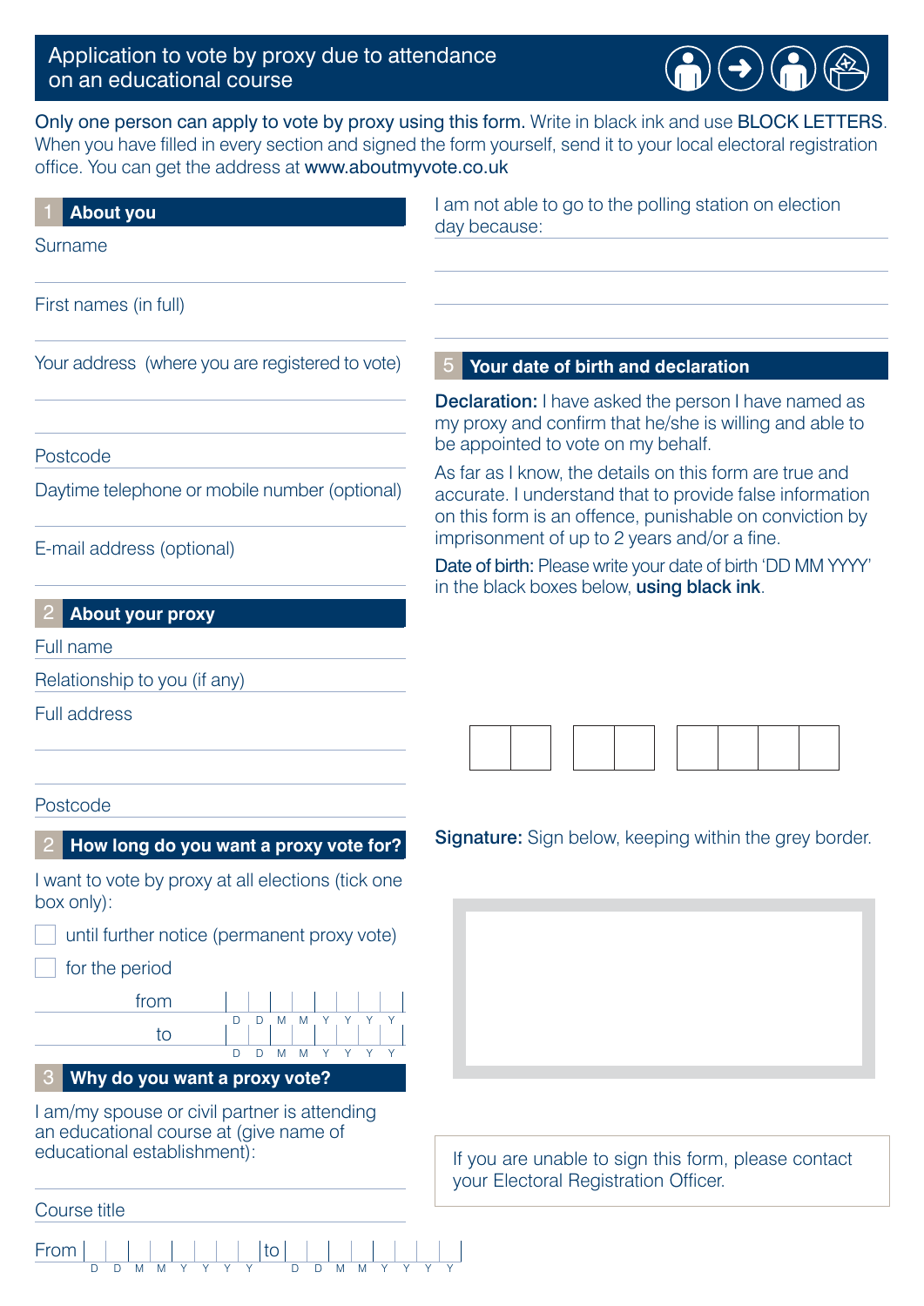# Application to vote by proxy due to attendance on an educational course

Only one person can apply to vote by proxy using this form. Write in black ink and use BLOCK LETTERS. When you have filled in every section and signed the form yourself, send it to your local electoral registration office. You can get the address at www.aboutmyvote.co.uk

## 1 About you

Surname

First names (in full)

Your address (where you are registered to vote)

Postcode

Daytime telephone or mobile number (optional)

E-mail address (optional)

## 2 About your proxy

Full name

Relationship to you (if any)

Full address

Postcode

## 2 How long do you want a proxy vote for?

I want to vote by proxy at all elections (tick one box only):

- ☐ until further notice (permanent proxy vote)
- ☐ for the period

from D D M M Y Y Y Y

to D D M M Y Y Y Y

## 3 Why do you want a proxy vote?

I am/my spouse or civil partner is attending an educational course at (give name of educational establishment):

Course title

From D D M M Y Y Y Y to D D M M Y Y Y Y

I am not able to go to the polling station on election day because:

## 5 Your date of birth and declaration

**Declaration:** I have asked the person I have named as my proxy and confirm that he/she is willing and able to be appointed to vote on my behalf.

As far as I know, the details on this form are true and accurate. I understand that to provide false information on this form is an offence, punishable on conviction by imprisonment of up to 2 years and/or a fine.

Date of birth: Please write your date of birth 'DD MM YYYY' in the black boxes below, **using black ink**.

**Signature:** Sign below, keeping within the grey border.

If you are unable to sign this form, please contact your Electoral Registration Officer.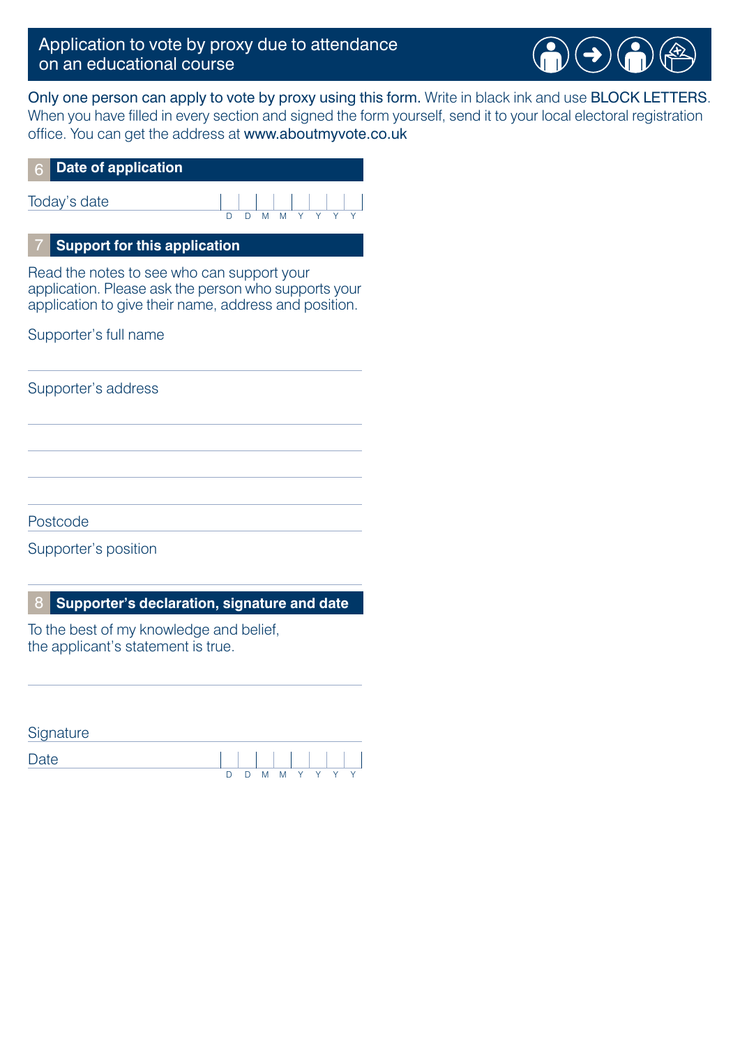# Application to vote by proxy due to attendance on an educational course

**Only one person can apply to vote by proxy using this form.** Write in black ink and use **BLOCK LETTERS**. When you have filled in every section and signed the form yourself, send it to your local electoral registration office. You can get the address at **www.aboutmyvote.co.uk**

## 6 Date of application

Today's date

D D M M Y Y Y Y

## 7 Support for this application

Read the notes to see who can support your application. Please ask the person who supports your application to give their name, address and position.

Supporter's full name

Supporter's address

Postcode

Supporter's position

## 8 Supporter's declaration, signature and date

To the best of my knowledge and belief, the applicant's statement is true.

Signature

Date

D D M M Y Y Y Y